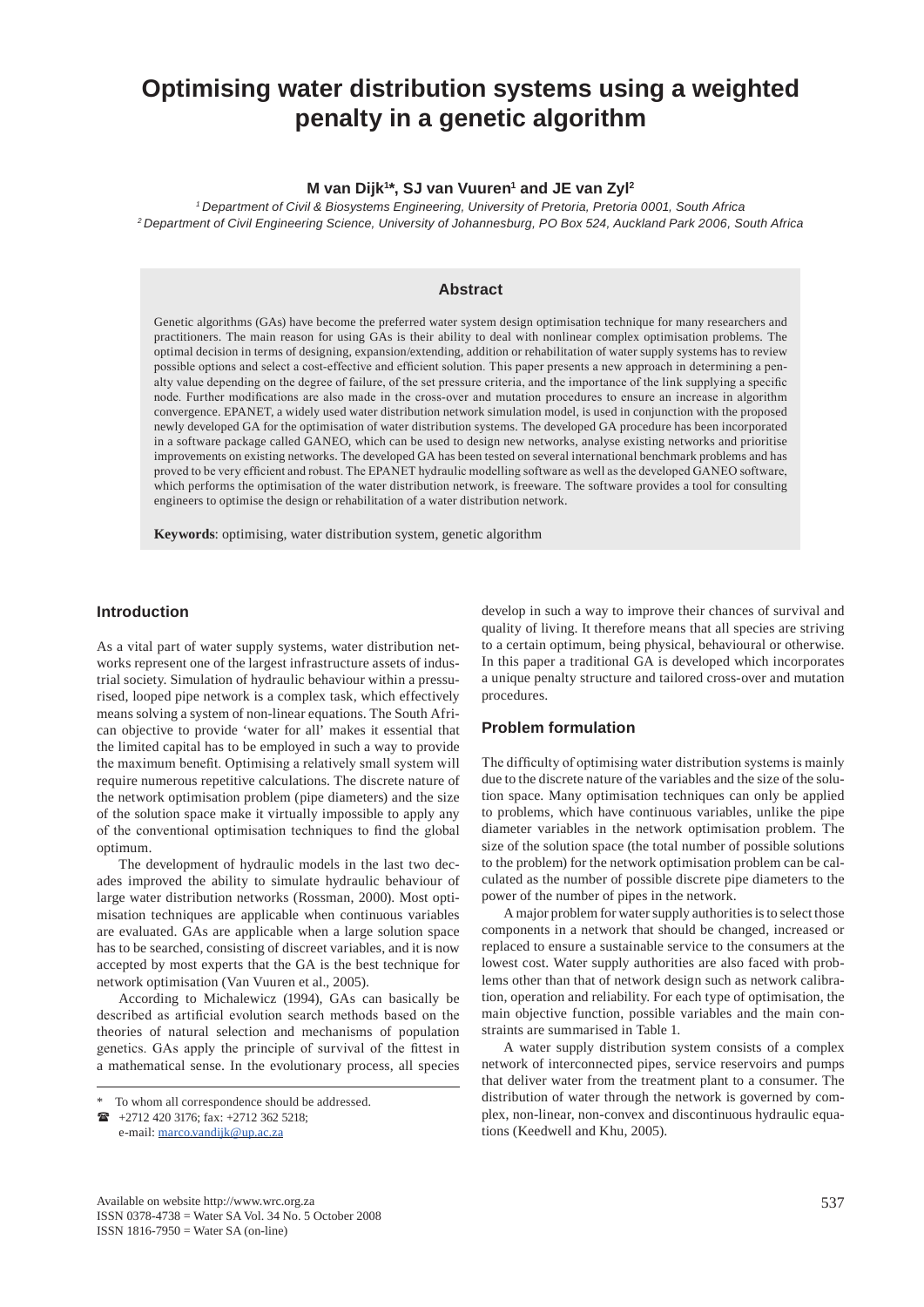# Optimising water distribution systems using a weighted penalty in a genetic algorithm

**M van Dijk[1]*, SJ van Vuuren[1] and JE van Zyl[2]**

*[1] Department of Civil & Biosystems Engineering, University of Pretoria, Pretoria 0001, South Africa*
*[2] Department of Civil Engineering Science, University of Johannesburg, PO Box 524, Auckland Park 2006, South Africa*

## Abstract

Genetic algorithms (GAs) have become the preferred water system design optimisation technique for many researchers and practitioners. The main reason for using GAs is their ability to deal with nonlinear complex optimisation problems. The optimal decision in terms of designing, expansion/extending, addition or rehabilitation of water supply systems has to review possible options and select a cost-effective and efficient solution. This paper presents a new approach in determining a penalty value depending on the degree of failure, of the set pressure criteria, and the importance of the link supplying a specific node. Further modifications are also made in the cross-over and mutation procedures to ensure an increase in algorithm convergence. EPANET, a widely used water distribution network simulation model, is used in conjunction with the proposed newly developed GA for the optimisation of water distribution systems. The developed GA procedure has been incorporated in a software package called GANEO, which can be used to design new networks, analyse existing networks and prioritise improvements on existing networks. The developed GA has been tested on several international benchmark problems and has proved to be very efficient and robust. The EPANET hydraulic modelling software as well as the developed GANEO software, which performs the optimisation of the water distribution network, is freeware. The software provides a tool for consulting engineers to optimise the design or rehabilitation of a water distribution network.

**Keywords**: optimising, water distribution system, genetic algorithm

## Introduction

As a vital part of water supply systems, water distribution networks represent one of the largest infrastructure assets of industrial society. Simulation of hydraulic behaviour within a pressurised, looped pipe network is a complex task, which effectively means solving a system of non-linear equations. The South African objective to provide 'water for all' makes it essential that the limited capital has to be employed in such a way to provide the maximum benefit. Optimising a relatively small system will require numerous repetitive calculations. The discrete nature of the network optimisation problem (pipe diameters) and the size of the solution space make it virtually impossible to apply any of the conventional optimisation techniques to find the global optimum.

The development of hydraulic models in the last two decades improved the ability to simulate hydraulic behaviour of large water distribution networks (Rossman, 2000). Most optimisation techniques are applicable when continuous variables are evaluated. GAs are applicable when a large solution space has to be searched, consisting of discreet variables, and it is now accepted by most experts that the GA is the best technique for network optimisation (Van Vuuren et al., 2005).

According to Michalewicz (1994), GAs can basically be described as artificial evolution search methods based on the theories of natural selection and mechanisms of population genetics. GAs apply the principle of survival of the fittest in a mathematical sense. In the evolutionary process, all species develop in such a way to improve their chances of survival and quality of living. It therefore means that all species are striving to a certain optimum, being physical, behavioural or otherwise. In this paper a traditional GA is developed which incorporates a unique penalty structure and tailored cross-over and mutation procedures.

## Problem formulation

The difficulty of optimising water distribution systems is mainly due to the discrete nature of the variables and the size of the solution space. Many optimisation techniques can only be applied to problems, which have continuous variables, unlike the pipe diameter variables in the network optimisation problem. The size of the solution space (the total number of possible solutions to the problem) for the network optimisation problem can be calculated as the number of possible discrete pipe diameters to the power of the number of pipes in the network.

A major problem for water supply authorities is to select those components in a network that should be changed, increased or replaced to ensure a sustainable service to the consumers at the lowest cost. Water supply authorities are also faced with problems other than that of network design such as network calibration, operation and reliability. For each type of optimisation, the main objective function, possible variables and the main constraints are summarised in Table 1.

A water supply distribution system consists of a complex network of interconnected pipes, service reservoirs and pumps that deliver water from the treatment plant to a consumer. The distribution of water through the network is governed by complex, non-linear, non-convex and discontinuous hydraulic equations (Keedwell and Khu, 2005).

---

\* To whom all correspondence should be addressed.
☎ +2712 420 3176; fax: +2712 362 5218;
e-mail: marco.vandijk@up.ac.za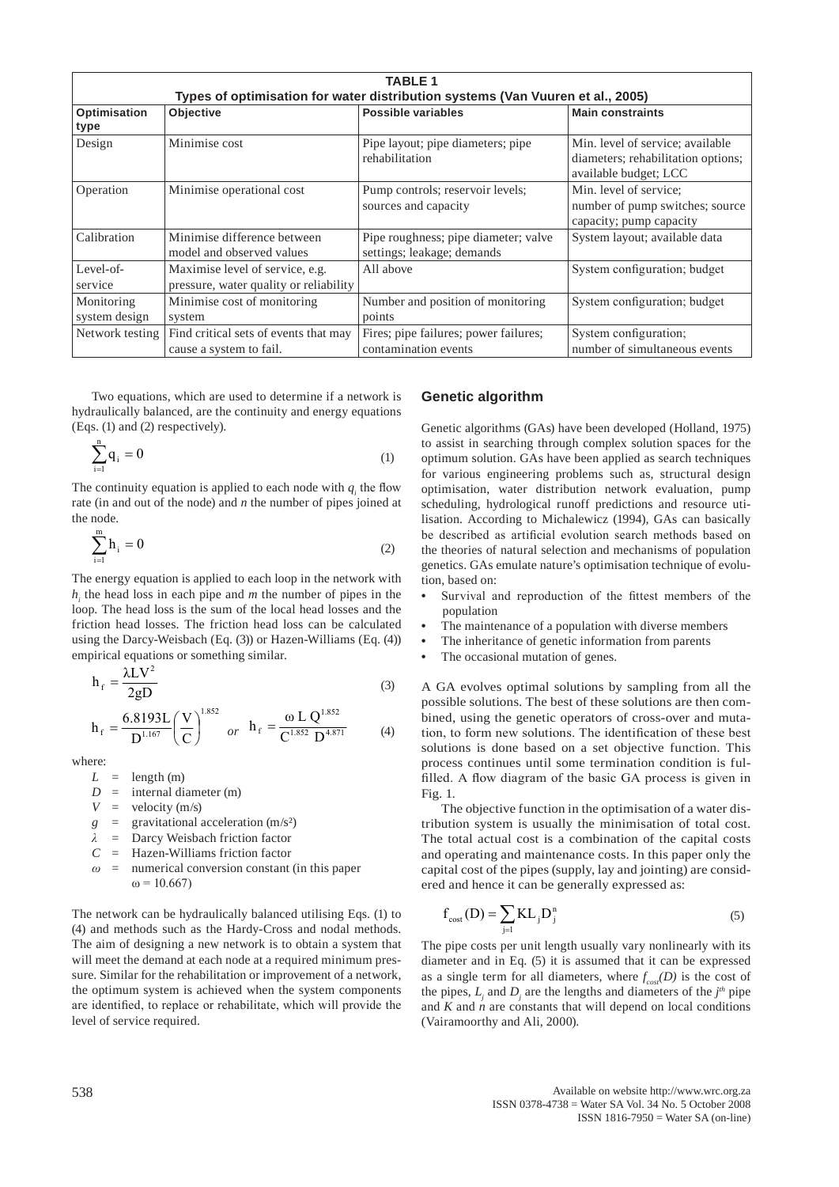**TABLE 1**
**Types of optimisation for water distribution systems (Van Vuuren et al., 2005)**

| Optimisation type | Objective | Possible variables | Main constraints |
|---|---|---|---|
| Design | Minimise cost | Pipe layout; pipe diameters; pipe rehabilitation | Min. level of service; available diameters; rehabilitation options; available budget; LCC |
| Operation | Minimise operational cost | Pump controls; reservoir levels; sources and capacity | Min. level of service; number of pump switches; source capacity; pump capacity |
| Calibration | Minimise difference between model and observed values | Pipe roughness; pipe diameter; valve settings; leakage; demands | System layout; available data |
| Level-of-service | Maximise level of service, e.g. pressure, water quality or reliability | All above | System configuration; budget |
| Monitoring system design | Minimise cost of monitoring system | Number and position of monitoring points | System configuration; budget |
| Network testing | Find critical sets of events that may cause a system to fail. | Fires; pipe failures; power failures; contamination events | System configuration; number of simultaneous events |

Two equations, which are used to determine if a network is hydraulically balanced, are the continuity and energy equations (Eqs. (1) and (2) respectively).

$$\sum_{i=1}^{n} q_i = 0 \tag{1}$$

The continuity equation is applied to each node with $q_i$ the flow rate (in and out of the node) and $n$ the number of pipes joined at the node.

$$\sum_{i=1}^{m} h_i = 0 \tag{2}$$

The energy equation is applied to each loop in the network with $h_i$ the head loss in each pipe and $m$ the number of pipes in the loop. The head loss is the sum of the local head losses and the friction head losses. The friction head loss can be calculated using the Darcy-Weisbach (Eq. (3)) or Hazen-Williams (Eq. (4)) empirical equations or something similar.

$$h_f = \frac{\lambda L V^2}{2gD} \tag{3}$$

$$h_f = \frac{6.8193L}{D^{1.167}}\left(\frac{V}{C}\right)^{1.852} \quad or \quad h_f = \frac{\omega\, L\, Q^{1.852}}{C^{1.852}\, D^{4.871}} \tag{4}$$

where:

- $L$ = length (m)
- $D$ = internal diameter (m)
- $V$ = velocity (m/s)
- $g$ = gravitational acceleration (m/s²)
- $\lambda$ = Darcy Weisbach friction factor
- $C$ = Hazen-Williams friction factor
- $\omega$ = numerical conversion constant (in this paper $\omega = 10.667$)

The network can be hydraulically balanced utilising Eqs. (1) to (4) and methods such as the Hardy-Cross and nodal methods. The aim of designing a new network is to obtain a system that will meet the demand at each node at a required minimum pressure. Similar for the rehabilitation or improvement of a network, the optimum system is achieved when the system components are identified, to replace or rehabilitate, which will provide the level of service required.

## Genetic algorithm

Genetic algorithms (GAs) have been developed (Holland, 1975) to assist in searching through complex solution spaces for the optimum solution. GAs have been applied as search techniques for various engineering problems such as, structural design optimisation, water distribution network evaluation, pump scheduling, hydrological runoff predictions and resource utilisation. According to Michalewicz (1994), GAs can basically be described as artificial evolution search methods based on the theories of natural selection and mechanisms of population genetics. GAs emulate nature's optimisation technique of evolution, based on:

- Survival and reproduction of the fittest members of the population
- The maintenance of a population with diverse members
- The inheritance of genetic information from parents
- The occasional mutation of genes.

A GA evolves optimal solutions by sampling from all the possible solutions. The best of these solutions are then combined, using the genetic operators of cross-over and mutation, to form new solutions. The identification of these best solutions is done based on a set objective function. This process continues until some termination condition is fulfilled. A flow diagram of the basic GA process is given in Fig. 1.

The objective function in the optimisation of a water distribution system is usually the minimisation of total cost. The total actual cost is a combination of the capital costs and operating and maintenance costs. In this paper only the capital cost of the pipes (supply, lay and jointing) are considered and hence it can be generally expressed as:

$$f_{cost}(D) = \sum_{j=1} K L_j D_j^n \tag{5}$$

The pipe costs per unit length usually vary nonlinearly with its diameter and in Eq. (5) it is assumed that it can be expressed as a single term for all diameters, where $f_{cost}(D)$ is the cost of the pipes, $L_j$ and $D_j$ are the lengths and diameters of the $j^{th}$ pipe and $K$ and $n$ are constants that will depend on local conditions (Vairamoorthy and Ali, 2000).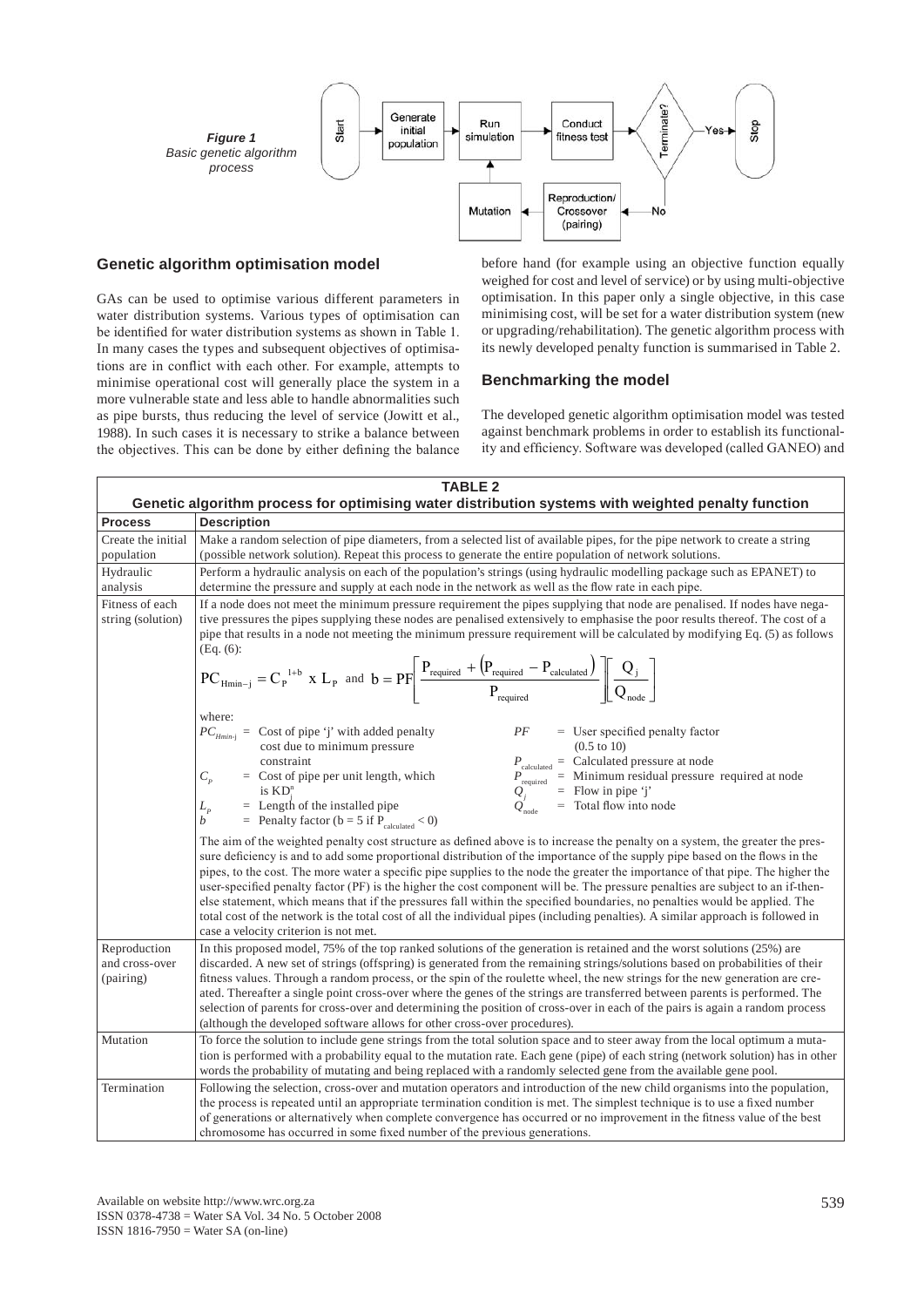*Figure 1*
*Basic genetic algorithm process*

## Genetic algorithm optimisation model

GAs can be used to optimise various different parameters in water distribution systems. Various types of optimisation can be identified for water distribution systems as shown in Table 1. In many cases the types and subsequent objectives of optimisations are in conflict with each other. For example, attempts to minimise operational cost will generally place the system in a more vulnerable state and less able to handle abnormalities such as pipe bursts, thus reducing the level of service (Jowitt et al., 1988). In such cases it is necessary to strike a balance between the objectives. This can be done by either defining the balance before hand (for example using an objective function equally weighed for cost and level of service) or by using multi-objective optimisation. In this paper only a single objective, in this case minimising cost, will be set for a water distribution system (new or upgrading/rehabilitation). The genetic algorithm process with its newly developed penalty function is summarised in Table 2.

## Benchmarking the model

The developed genetic algorithm optimisation model was tested against benchmark problems in order to establish its functionality and efficiency. Software was developed (called GANEO) and

**TABLE 2**
**Genetic algorithm process for optimising water distribution systems with weighted penalty function**

| Process | Description |
|---|---|
| Create the initial population | Make a random selection of pipe diameters, from a selected list of available pipes, for the pipe network to create a string (possible network solution). Repeat this process to generate the entire population of network solutions. |
| Hydraulic analysis | Perform a hydraulic analysis on each of the population's strings (using hydraulic modelling package such as EPANET) to determine the pressure and supply at each node in the network as well as the flow rate in each pipe. |
| Fitness of each string (solution) | If a node does not meet the minimum pressure requirement the pipes supplying that node are penalised. If nodes have negative pressures the pipes supplying these nodes are penalised extensively to emphasise the poor results thereof. The cost of a pipe that results in a node not meeting the minimum pressure requirement will be calculated by modifying Eq. (5) as follows (Eq. (6): $$PC_{H\min-j} = C_P^{\;1+b} \text{ x } L_P \text{ and } b = PF\left[\frac{P_{\text{required}} + \left(P_{\text{required}} - P_{\text{calculated}}\right)}{P_{\text{required}}}\right]\left[\frac{Q_j}{Q_{\text{node}}}\right]$$ where: $PC_{Hmin\text{-}j}$ = Cost of pipe 'j' with added penalty cost due to minimum pressure constraint; $C_P$ = Cost of pipe per unit length, which is $KD^n$; $L_P$ = Length of the installed pipe; $b$ = Penalty factor ($b = 5$ if $P_{\text{calculated}} < 0$); $PF$ = User specified penalty factor (0.5 to 10); $P_{\text{calculated}}$ = Calculated pressure at node; $P_{\text{required}}$ = Minimum residual pressure required at node; $Q_j$ = Flow in pipe 'j'; $Q_{\text{node}}$ = Total flow into node. The aim of the weighted penalty cost structure as defined above is to increase the penalty on a system, the greater the pressure deficiency is and to add some proportional distribution of the importance of the supply pipe based on the flows in the pipes, to the cost. The more water a specific pipe supplies to the node the greater the importance of that pipe. The higher the user-specified penalty factor (PF) is the higher the cost component will be. The pressure penalties are subject to an if-then-else statement, which means that if the pressures fall within the specified boundaries, no penalties would be applied. The total cost of the network is the total cost of all the individual pipes (including penalties). A similar approach is followed in case a velocity criterion is not met. |
| Reproduction and cross-over (pairing) | In this proposed model, 75% of the top ranked solutions of the generation is retained and the worst solutions (25%) are discarded. A new set of strings (offspring) is generated from the remaining strings/solutions based on probabilities of their fitness values. Through a random process, or the spin of the roulette wheel, the new strings for the new generation are created. Thereafter a single point cross-over where the genes of the strings are transferred between parents is performed. The selection of parents for cross-over and determining the position of cross-over in each of the pairs is again a random process (although the developed software allows for other cross-over procedures). |
| Mutation | To force the solution to include gene strings from the total solution space and to steer away from the local optimum a mutation is performed with a probability equal to the mutation rate. Each gene (pipe) of each string (network solution) has in other words the probability of mutating and being replaced with a randomly selected gene from the available gene pool. |
| Termination | Following the selection, cross-over and mutation operators and introduction of the new child organisms into the population, the process is repeated until an appropriate termination condition is met. The simplest technique is to use a fixed number of generations or alternatively when complete convergence has occurred or no improvement in the fitness value of the best chromosome has occurred in some fixed number of the previous generations. |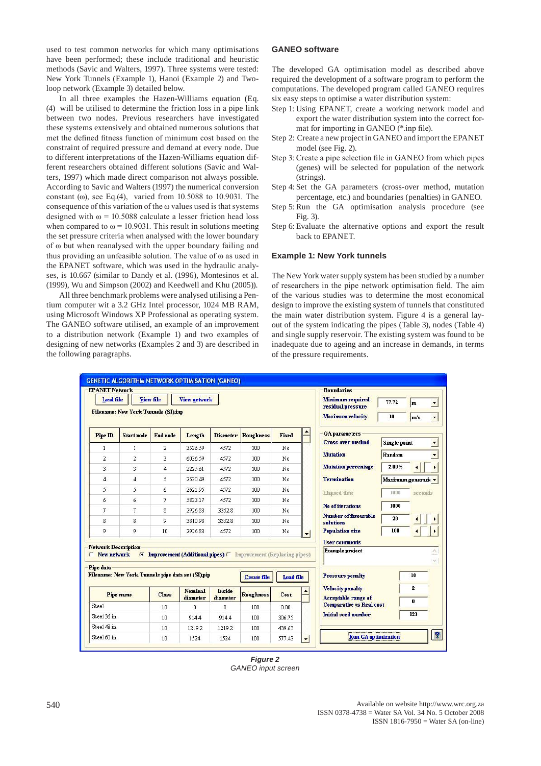used to test common networks for which many optimisations have been performed; these include traditional and heuristic methods (Savic and Walters, 1997). Three systems were tested: New York Tunnels (Example 1), Hanoi (Example 2) and Two-loop network (Example 3) detailed below.

In all three examples the Hazen-Williams equation (Eq. (4) will be utilised to determine the friction loss in a pipe link between two nodes. Previous researchers have investigated these systems extensively and obtained numerous solutions that met the defined fitness function of minimum cost based on the constraint of required pressure and demand at every node. Due to different interpretations of the Hazen-Williams equation different researchers obtained different solutions (Savic and Walters, 1997) which made direct comparison not always possible. According to Savic and Walters (1997) the numerical conversion constant ($\omega$), see Eq.(4), varied from 10.5088 to 10.9031. The consequence of this variation of the $\omega$ values used is that systems designed with $\omega = 10.5088$ calculate a lesser friction head loss when compared to $\omega = 10.9031$. This result in solutions meeting the set pressure criteria when analysed with the lower boundary of $\omega$ but when reanalysed with the upper boundary failing and thus providing an unfeasible solution. The value of $\omega$ as used in the EPANET software, which was used in the hydraulic analyses, is 10.667 (similar to Dandy et al. (1996), Montesinos et al. (1999), Wu and Simpson (2002) and Keedwell and Khu (2005)).

All three benchmark problems were analysed utilising a Pentium computer wit a 3.2 GHz Intel processor, 1024 MB RAM, using Microsoft Windows XP Professional as operating system. The GANEO software utilised, an example of an improvement to a distribution network (Example 1) and two examples of designing of new networks (Examples 2 and 3) are described in the following paragraphs.

## GANEO software

The developed GA optimisation model as described above required the development of a software program to perform the computations. The developed program called GANEO requires six easy steps to optimise a water distribution system:

- Step 1: Using EPANET, create a working network model and export the water distribution system into the correct format for importing in GANEO (*.inp file).
- Step 2: Create a new project in GANEO and import the EPANET model (see Fig. 2).
- Step 3: Create a pipe selection file in GANEO from which pipes (genes) will be selected for population of the network (strings).
- Step 4: Set the GA parameters (cross-over method, mutation percentage, etc.) and boundaries (penalties) in GANEO.
- Step 5: Run the GA optimisation analysis procedure (see Fig. 3).
- Step 6: Evaluate the alternative options and export the result back to EPANET.

## Example 1: New York tunnels

The New York water supply system has been studied by a number of researchers in the pipe network optimisation field. The aim of the various studies was to determine the most economical design to improve the existing system of tunnels that constituted the main water distribution system. Figure 4 is a general layout of the system indicating the pipes (Table 3), nodes (Table 4) and single supply reservoir. The existing system was found to be inadequate due to ageing and an increase in demands, in terms of the pressure requirements.

GENETIC ALGORITHM NETWORK OPTIMISATION (GANEO)

EPANET Network — Load file | View file | View network
Filename: New York Tunnels (SI).inp

| Pipe ID | Start node | End node | Length | Diameter | Roughness | Fixed |
|---|---|---|---|---|---|---|
| 1 | 1 | 2 | 3536.59 | 4572 | 100 | No |
| 2 | 2 | 3 | 6036.59 | 4572 | 100 | No |
| 3 | 3 | 4 | 2225.61 | 4572 | 100 | No |
| 4 | 4 | 5 | 2530.49 | 4572 | 100 | No |
| 5 | 5 | 6 | 2621.95 | 4572 | 100 | No |
| 6 | 6 | 7 | 5823.17 | 4572 | 100 | No |
| 7 | 7 | 8 | 2926.83 | 3352.8 | 100 | No |
| 8 | 8 | 9 | 3810.98 | 3352.8 | 100 | No |
| 9 | 9 | 10 | 2926.83 | 4572 | 100 | No |

Network Description: New network / Improvement (Additional pipes) / Improvement (Replacing pipes)

Pipe data — Filename: New York Tunnels pipe data set (SI).pip — Create file | Load file

| Pipe name | Class | Nominal diameter | Inside diameter | Roughness | Cost |
|---|---|---|---|---|---|
| Steel | 10 | 0 | 0 | 100 | 0.00 |
| Steel 36 in | 10 | 914.4 | 914.4 | 100 | 306.75 |
| Steel 48 in | 10 | 1219.2 | 1219.2 | 100 | 439.63 |
| Steel 60 in | 10 | 1524 | 1524 | 100 | 577.43 |

Boundaries: Minimum required residual pressure 77.72 m; Maximum velocity 10 m/s

GA parameters: Cross-over method: Single point; Mutation: Random; Mutation percentage: 2.00%; Termination: Maximum generation; Elapsed time: 1000 seconds; No of iterations: 1000; Number of favourable solutions: 20; Population size: 100

User comments: Example project

Pressure penalty: 10; Velocity penalty: 2; Acceptable range of Comparative vs Real cost: 0; Initial seed number: 123

Run GA optimization

***Figure 2***
*GANEO input screen*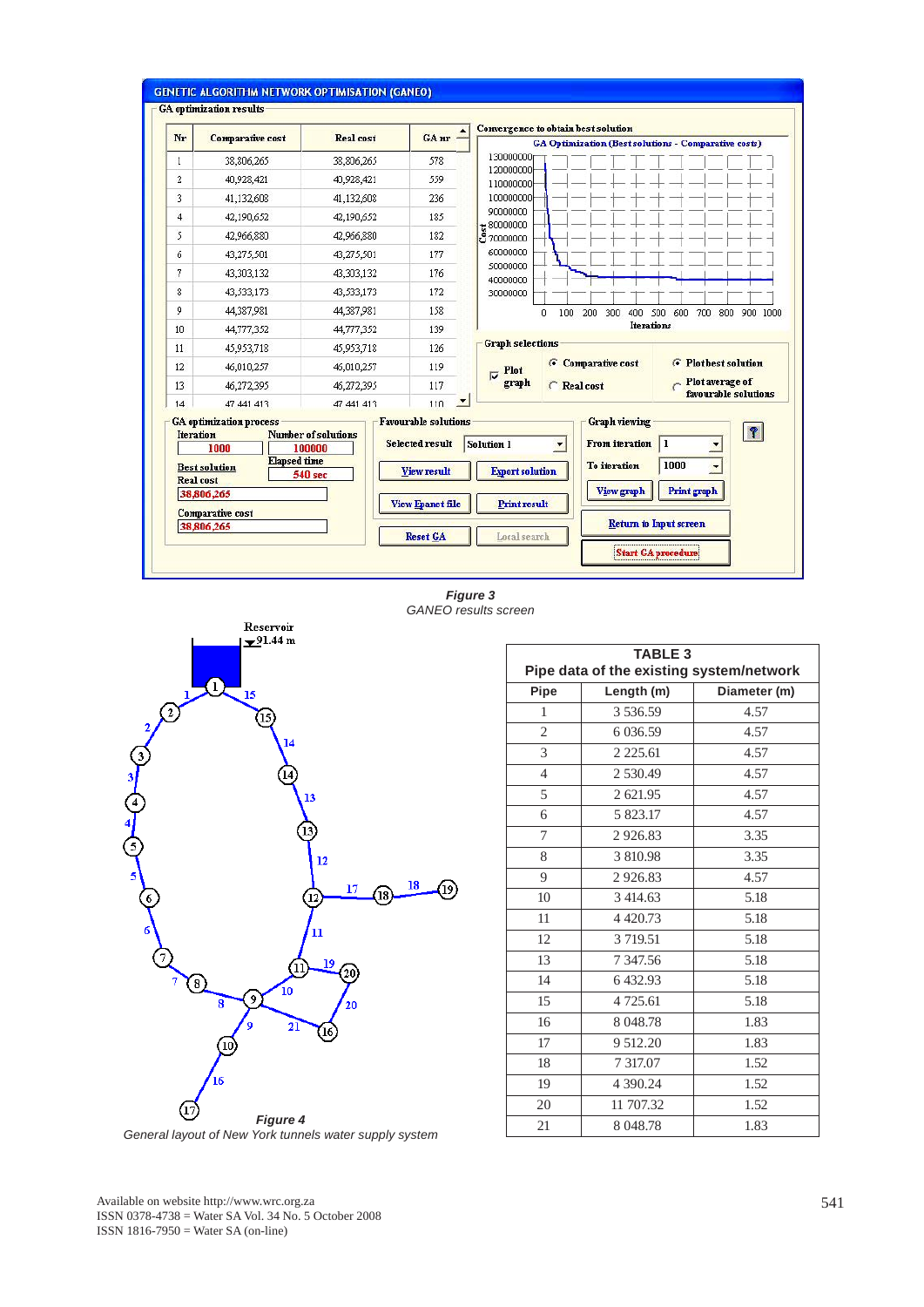*Figure 3*
*GANEO results screen*

*Figure 4*
*General layout of New York tunnels water supply system*

| TABLE 3 Pipe data of the existing system/network | | |
|---|---|---|
| Pipe | Length (m) | Diameter (m) |
| 1 | 3 536.59 | 4.57 |
| 2 | 6 036.59 | 4.57 |
| 3 | 2 225.61 | 4.57 |
| 4 | 2 530.49 | 4.57 |
| 5 | 2 621.95 | 4.57 |
| 6 | 5 823.17 | 4.57 |
| 7 | 2 926.83 | 3.35 |
| 8 | 3 810.98 | 3.35 |
| 9 | 2 926.83 | 4.57 |
| 10 | 3 414.63 | 5.18 |
| 11 | 4 420.73 | 5.18 |
| 12 | 3 719.51 | 5.18 |
| 13 | 7 347.56 | 5.18 |
| 14 | 6 432.93 | 5.18 |
| 15 | 4 725.61 | 5.18 |
| 16 | 8 048.78 | 1.83 |
| 17 | 9 512.20 | 1.83 |
| 18 | 7 317.07 | 1.52 |
| 19 | 4 390.24 | 1.52 |
| 20 | 11 707.32 | 1.52 |
| 21 | 8 048.78 | 1.83 |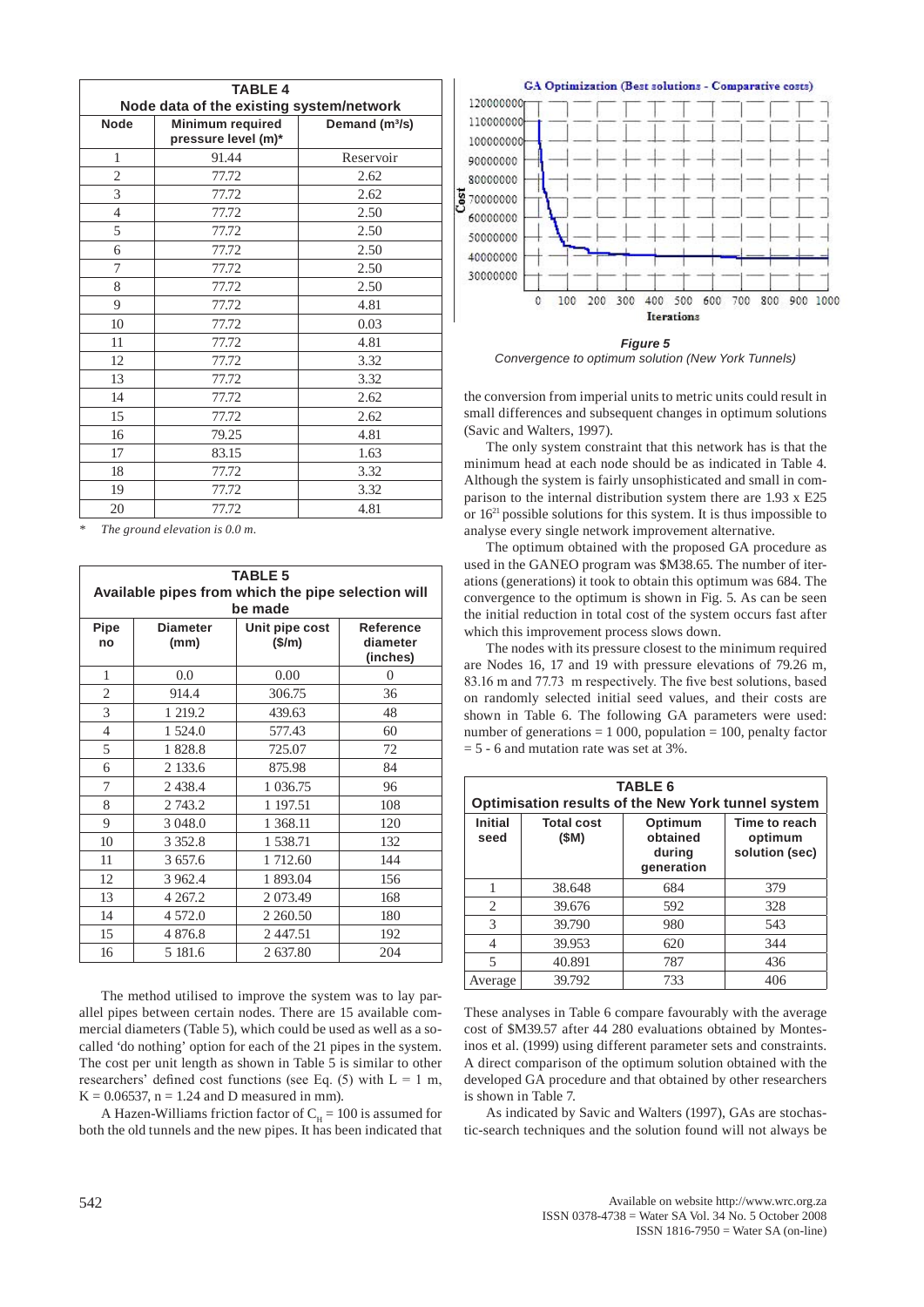| TABLE 4 | | |
|---|---|---|
| **Node data of the existing system/network** | | |
| **Node** | **Minimum required pressure level (m)*** | **Demand (m³/s)** |
| 1 | 91.44 | Reservoir |
| 2 | 77.72 | 2.62 |
| 3 | 77.72 | 2.62 |
| 4 | 77.72 | 2.50 |
| 5 | 77.72 | 2.50 |
| 6 | 77.72 | 2.50 |
| 7 | 77.72 | 2.50 |
| 8 | 77.72 | 2.50 |
| 9 | 77.72 | 4.81 |
| 10 | 77.72 | 0.03 |
| 11 | 77.72 | 4.81 |
| 12 | 77.72 | 3.32 |
| 13 | 77.72 | 3.32 |
| 14 | 77.72 | 2.62 |
| 15 | 77.72 | 2.62 |
| 16 | 79.25 | 4.81 |
| 17 | 83.15 | 1.63 |
| 18 | 77.72 | 3.32 |
| 19 | 77.72 | 3.32 |
| 20 | 77.72 | 4.81 |

\* *The ground elevation is 0.0 m.*

| TABLE 5 | | | |
|---|---|---|---|
| **Available pipes from which the pipe selection will be made** | | | |
| **Pipe no** | **Diameter (mm)** | **Unit pipe cost (\$/m)** | **Reference diameter (inches)** |
| 1 | 0.0 | 0.00 | 0 |
| 2 | 914.4 | 306.75 | 36 |
| 3 | 1 219.2 | 439.63 | 48 |
| 4 | 1 524.0 | 577.43 | 60 |
| 5 | 1 828.8 | 725.07 | 72 |
| 6 | 2 133.6 | 875.98 | 84 |
| 7 | 2 438.4 | 1 036.75 | 96 |
| 8 | 2 743.2 | 1 197.51 | 108 |
| 9 | 3 048.0 | 1 368.11 | 120 |
| 10 | 3 352.8 | 1 538.71 | 132 |
| 11 | 3 657.6 | 1 712.60 | 144 |
| 12 | 3 962.4 | 1 893.04 | 156 |
| 13 | 4 267.2 | 2 073.49 | 168 |
| 14 | 4 572.0 | 2 260.50 | 180 |
| 15 | 4 876.8 | 2 447.51 | 192 |
| 16 | 5 181.6 | 2 637.80 | 204 |

The method utilised to improve the system was to lay parallel pipes between certain nodes. There are 15 available commercial diameters (Table 5), which could be used as well as a so-called 'do nothing' option for each of the 21 pipes in the system. The cost per unit length as shown in Table 5 is similar to other researchers' defined cost functions (see Eq. (5) with L = 1 m, K = 0.06537, n = 1.24 and D measured in mm).

A Hazen-Williams friction factor of $C_H = 100$ is assumed for both the old tunnels and the new pipes. It has been indicated that the conversion from imperial units to metric units could result in small differences and subsequent changes in optimum solutions (Savic and Walters, 1997).

*Figure 5*
*Convergence to optimum solution (New York Tunnels)*

The only system constraint that this network has is that the minimum head at each node should be as indicated in Table 4. Although the system is fairly unsophisticated and small in comparison to the internal distribution system there are 1.93 x E25 or $16^{21}$ possible solutions for this system. It is thus impossible to analyse every single network improvement alternative.

The optimum obtained with the proposed GA procedure as used in the GANEO program was \$M38.65. The number of iterations (generations) it took to obtain this optimum was 684. The convergence to the optimum is shown in Fig. 5. As can be seen the initial reduction in total cost of the system occurs fast after which this improvement process slows down.

The nodes with its pressure closest to the minimum required are Nodes 16, 17 and 19 with pressure elevations of 79.26 m, 83.16 m and 77.73 m respectively. The five best solutions, based on randomly selected initial seed values, and their costs are shown in Table 6. The following GA parameters were used: number of generations = 1 000, population = 100, penalty factor = 5 - 6 and mutation rate was set at 3%.

| TABLE 6 | | | |
|---|---|---|---|
| **Optimisation results of the New York tunnel system** | | | |
| **Initial seed** | **Total cost (\$M)** | **Optimum obtained during generation** | **Time to reach optimum solution (sec)** |
| 1 | 38.648 | 684 | 379 |
| 2 | 39.676 | 592 | 328 |
| 3 | 39.790 | 980 | 543 |
| 4 | 39.953 | 620 | 344 |
| 5 | 40.891 | 787 | 436 |
| Average | 39.792 | 733 | 406 |

These analyses in Table 6 compare favourably with the average cost of \$M39.57 after 44 280 evaluations obtained by Montesinos et al. (1999) using different parameter sets and constraints. A direct comparison of the optimum solution obtained with the developed GA procedure and that obtained by other researchers is shown in Table 7.

As indicated by Savic and Walters (1997), GAs are stochastic-search techniques and the solution found will not always be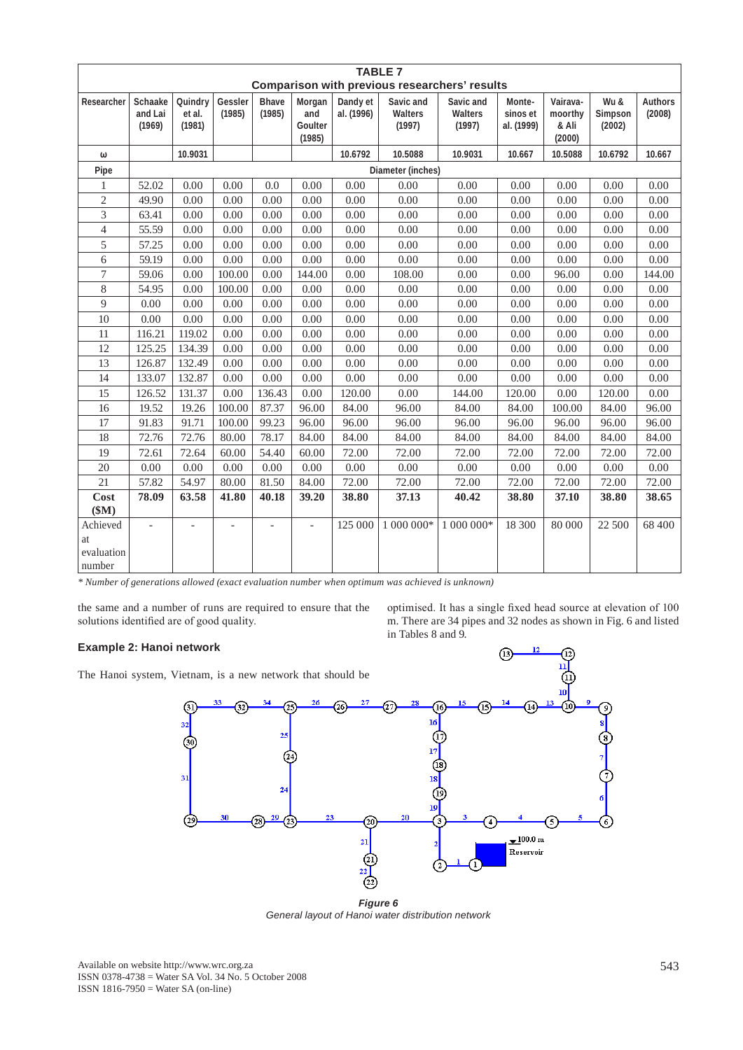**TABLE 7**
**Comparison with previous researchers' results**

| Researcher | Schaake and Lai (1969) | Quindry et al. (1981) | Gessler (1985) | Bhave (1985) | Morgan and Goulter (1985) | Dandy et al. (1996) | Savic and Walters (1997) | Savic and Walters (1997) | Monte-sinos et al. (1999) | Vairava-moorthy & Ali (2000) | Wu & Simpson (2002) | Authors (2008) |
|---|---|---|---|---|---|---|---|---|---|---|---|---|
| ω | | 10.9031 | | | | 10.6792 | 10.5088 | 10.9031 | 10.667 | 10.5088 | 10.6792 | 10.667 |
| Pipe | Diameter (inches) | | | | | | | | | | | |
| 1 | 52.02 | 0.00 | 0.00 | 0.0 | 0.00 | 0.00 | 0.00 | 0.00 | 0.00 | 0.00 | 0.00 | 0.00 |
| 2 | 49.90 | 0.00 | 0.00 | 0.00 | 0.00 | 0.00 | 0.00 | 0.00 | 0.00 | 0.00 | 0.00 | 0.00 |
| 3 | 63.41 | 0.00 | 0.00 | 0.00 | 0.00 | 0.00 | 0.00 | 0.00 | 0.00 | 0.00 | 0.00 | 0.00 |
| 4 | 55.59 | 0.00 | 0.00 | 0.00 | 0.00 | 0.00 | 0.00 | 0.00 | 0.00 | 0.00 | 0.00 | 0.00 |
| 5 | 57.25 | 0.00 | 0.00 | 0.00 | 0.00 | 0.00 | 0.00 | 0.00 | 0.00 | 0.00 | 0.00 | 0.00 |
| 6 | 59.19 | 0.00 | 0.00 | 0.00 | 0.00 | 0.00 | 0.00 | 0.00 | 0.00 | 0.00 | 0.00 | 0.00 |
| 7 | 59.06 | 0.00 | 100.00 | 0.00 | 144.00 | 0.00 | 108.00 | 0.00 | 0.00 | 96.00 | 0.00 | 144.00 |
| 8 | 54.95 | 0.00 | 100.00 | 0.00 | 0.00 | 0.00 | 0.00 | 0.00 | 0.00 | 0.00 | 0.00 | 0.00 |
| 9 | 0.00 | 0.00 | 0.00 | 0.00 | 0.00 | 0.00 | 0.00 | 0.00 | 0.00 | 0.00 | 0.00 | 0.00 |
| 10 | 0.00 | 0.00 | 0.00 | 0.00 | 0.00 | 0.00 | 0.00 | 0.00 | 0.00 | 0.00 | 0.00 | 0.00 |
| 11 | 116.21 | 119.02 | 0.00 | 0.00 | 0.00 | 0.00 | 0.00 | 0.00 | 0.00 | 0.00 | 0.00 | 0.00 |
| 12 | 125.25 | 134.39 | 0.00 | 0.00 | 0.00 | 0.00 | 0.00 | 0.00 | 0.00 | 0.00 | 0.00 | 0.00 |
| 13 | 126.87 | 132.49 | 0.00 | 0.00 | 0.00 | 0.00 | 0.00 | 0.00 | 0.00 | 0.00 | 0.00 | 0.00 |
| 14 | 133.07 | 132.87 | 0.00 | 0.00 | 0.00 | 0.00 | 0.00 | 0.00 | 0.00 | 0.00 | 0.00 | 0.00 |
| 15 | 126.52 | 131.37 | 0.00 | 136.43 | 0.00 | 120.00 | 0.00 | 144.00 | 120.00 | 0.00 | 120.00 | 0.00 |
| 16 | 19.52 | 19.26 | 100.00 | 87.37 | 96.00 | 84.00 | 96.00 | 84.00 | 84.00 | 100.00 | 84.00 | 96.00 |
| 17 | 91.83 | 91.71 | 100.00 | 99.23 | 96.00 | 96.00 | 96.00 | 96.00 | 96.00 | 96.00 | 96.00 | 96.00 |
| 18 | 72.76 | 72.76 | 80.00 | 78.17 | 84.00 | 84.00 | 84.00 | 84.00 | 84.00 | 84.00 | 84.00 | 84.00 |
| 19 | 72.61 | 72.64 | 60.00 | 54.40 | 60.00 | 72.00 | 72.00 | 72.00 | 72.00 | 72.00 | 72.00 | 72.00 |
| 20 | 0.00 | 0.00 | 0.00 | 0.00 | 0.00 | 0.00 | 0.00 | 0.00 | 0.00 | 0.00 | 0.00 | 0.00 |
| 21 | 57.82 | 54.97 | 80.00 | 81.50 | 84.00 | 72.00 | 72.00 | 72.00 | 72.00 | 72.00 | 72.00 | 72.00 |
| **Cost ($M)** | **78.09** | **63.58** | **41.80** | **40.18** | **39.20** | **38.80** | **37.13** | **40.42** | **38.80** | **37.10** | **38.80** | **38.65** |
| Achieved at evaluation number | - | - | - | - | - | 125 000 | 1 000 000* | 1 000 000* | 18 300 | 80 000 | 22 500 | 68 400 |

*\* Number of generations allowed (exact evaluation number when optimum was achieved is unknown)*

the same and a number of runs are required to ensure that the solutions identified are of good quality.

#### Example 2: Hanoi network

The Hanoi system, Vietnam, is a new network that should be optimised. It has a single fixed head source at elevation of 100 m. There are 34 pipes and 32 nodes as shown in Fig. 6 and listed in Tables 8 and 9.

***Figure 6***
*General layout of Hanoi water distribution network*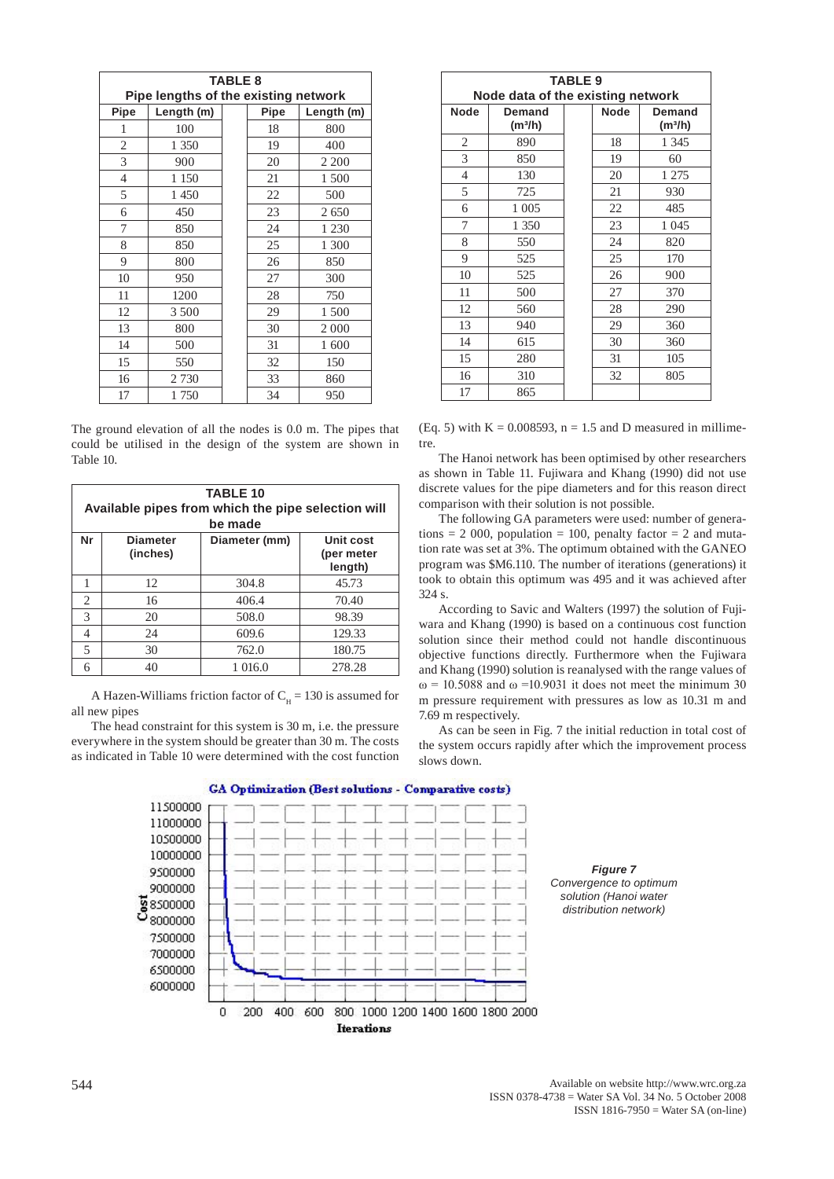**TABLE 8**
**Pipe lengths of the existing network**

| Pipe | Length (m) | | Pipe | Length (m) |
|---|---|---|---|---|
| 1 | 100 | | 18 | 800 |
| 2 | 1 350 | | 19 | 400 |
| 3 | 900 | | 20 | 2 200 |
| 4 | 1 150 | | 21 | 1 500 |
| 5 | 1 450 | | 22 | 500 |
| 6 | 450 | | 23 | 2 650 |
| 7 | 850 | | 24 | 1 230 |
| 8 | 850 | | 25 | 1 300 |
| 9 | 800 | | 26 | 850 |
| 10 | 950 | | 27 | 300 |
| 11 | 1200 | | 28 | 750 |
| 12 | 3 500 | | 29 | 1 500 |
| 13 | 800 | | 30 | 2 000 |
| 14 | 500 | | 31 | 1 600 |
| 15 | 550 | | 32 | 150 |
| 16 | 2 730 | | 33 | 860 |
| 17 | 1 750 | | 34 | 950 |

**TABLE 9**
**Node data of the existing network**

| Node | Demand ($m^3/h$) | | Node | Demand ($m^3/h$) |
|---|---|---|---|---|
| 2 | 890 | | 18 | 1 345 |
| 3 | 850 | | 19 | 60 |
| 4 | 130 | | 20 | 1 275 |
| 5 | 725 | | 21 | 930 |
| 6 | 1 005 | | 22 | 485 |
| 7 | 1 350 | | 23 | 1 045 |
| 8 | 550 | | 24 | 820 |
| 9 | 525 | | 25 | 170 |
| 10 | 525 | | 26 | 900 |
| 11 | 500 | | 27 | 370 |
| 12 | 560 | | 28 | 290 |
| 13 | 940 | | 29 | 360 |
| 14 | 615 | | 30 | 360 |
| 15 | 280 | | 31 | 105 |
| 16 | 310 | | 32 | 805 |
| 17 | 865 | | | |

The ground elevation of all the nodes is 0.0 m. The pipes that could be utilised in the design of the system are shown in Table 10.

**TABLE 10**
**Available pipes from which the pipe selection will be made**

| Nr | Diameter (inches) | Diameter (mm) | Unit cost (per meter length) |
|---|---|---|---|
| 1 | 12 | 304.8 | 45.73 |
| 2 | 16 | 406.4 | 70.40 |
| 3 | 20 | 508.0 | 98.39 |
| 4 | 24 | 609.6 | 129.33 |
| 5 | 30 | 762.0 | 180.75 |
| 6 | 40 | 1 016.0 | 278.28 |

A Hazen-Williams friction factor of $C_H = 130$ is assumed for all new pipes

The head constraint for this system is 30 m, i.e. the pressure everywhere in the system should be greater than 30 m. The costs as indicated in Table 10 were determined with the cost function (Eq. 5) with $K = 0.008593$, $n = 1.5$ and D measured in millimetre.

The Hanoi network has been optimised by other researchers as shown in Table 11. Fujiwara and Khang (1990) did not use discrete values for the pipe diameters and for this reason direct comparison with their solution is not possible.

The following GA parameters were used: number of generations = 2 000, population = 100, penalty factor = 2 and mutation rate was set at 3%. The optimum obtained with the GANEO program was $M6.110. The number of iterations (generations) it took to obtain this optimum was 495 and it was achieved after 324 s.

According to Savic and Walters (1997) the solution of Fujiwara and Khang (1990) is based on a continuous cost function solution since their method could not handle discontinuous objective functions directly. Furthermore when the Fujiwara and Khang (1990) solution is reanalysed with the range values of $\omega = 10.5088$ and $\omega = 10.9031$ it does not meet the minimum 30 m pressure requirement with pressures as low as 10.31 m and 7.69 m respectively.

As can be seen in Fig. 7 the initial reduction in total cost of the system occurs rapidly after which the improvement process slows down.

***Figure 7***
*Convergence to optimum solution (Hanoi water distribution network)*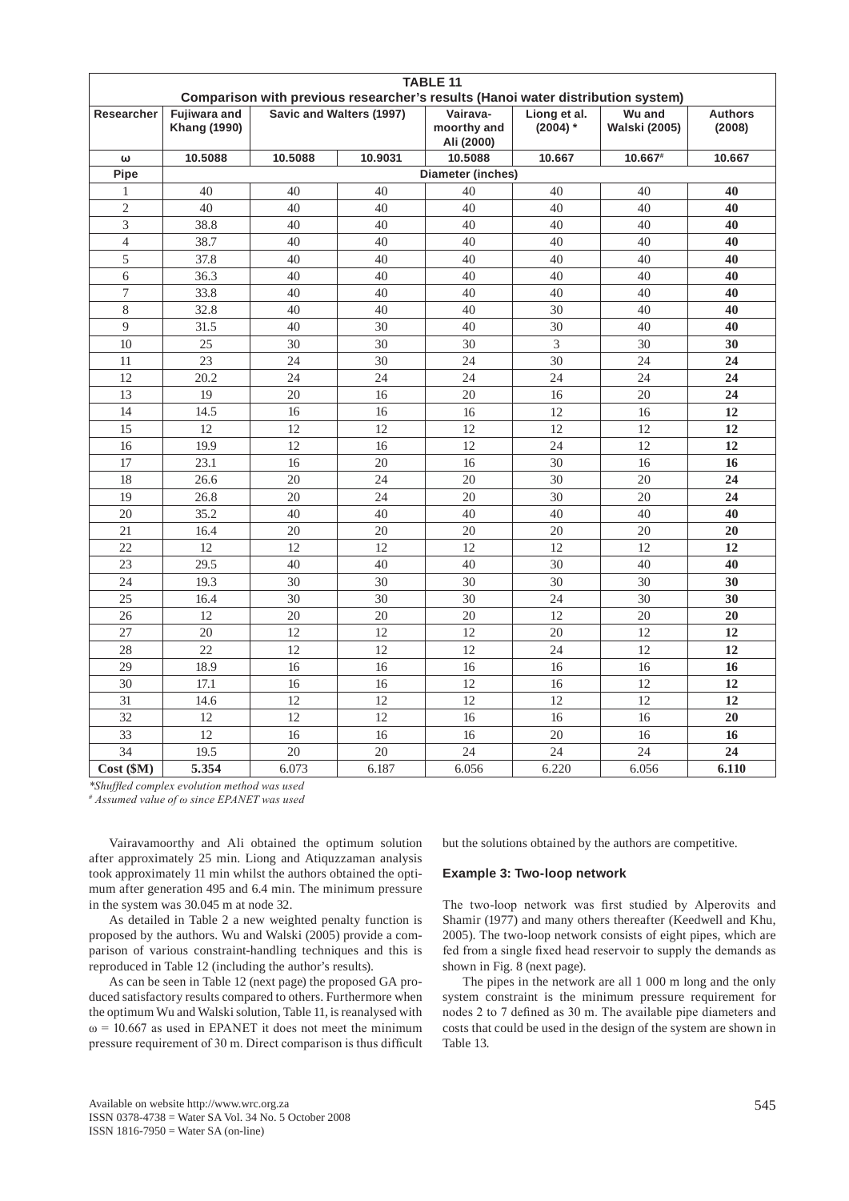**TABLE 11**
**Comparison with previous researcher's results (Hanoi water distribution system)**

| Researcher | Fujiwara and Khang (1990) | Savic and Walters (1997) | | Vairava-moorthy and Ali (2000) | Liong et al. (2004) * | Wu and Walski (2005) | Authors (2008) |
|---|---|---|---|---|---|---|---|
| ω | 10.5088 | 10.5088 | 10.9031 | 10.5088 | 10.667 | 10.667# | 10.667 |
| **Pipe** | **Diameter (inches)** | | | | | | |
| 1 | 40 | 40 | 40 | 40 | 40 | 40 | **40** |
| 2 | 40 | 40 | 40 | 40 | 40 | 40 | **40** |
| 3 | 38.8 | 40 | 40 | 40 | 40 | 40 | **40** |
| 4 | 38.7 | 40 | 40 | 40 | 40 | 40 | **40** |
| 5 | 37.8 | 40 | 40 | 40 | 40 | 40 | **40** |
| 6 | 36.3 | 40 | 40 | 40 | 40 | 40 | **40** |
| 7 | 33.8 | 40 | 40 | 40 | 40 | 40 | **40** |
| 8 | 32.8 | 40 | 40 | 40 | 30 | 40 | **40** |
| 9 | 31.5 | 40 | 30 | 40 | 30 | 40 | **40** |
| 10 | 25 | 30 | 30 | 30 | 3 | 30 | **30** |
| 11 | 23 | 24 | 30 | 24 | 30 | 24 | **24** |
| 12 | 20.2 | 24 | 24 | 24 | 24 | 24 | **24** |
| 13 | 19 | 20 | 16 | 20 | 16 | 20 | **24** |
| 14 | 14.5 | 16 | 16 | 16 | 12 | 16 | **12** |
| 15 | 12 | 12 | 12 | 12 | 12 | 12 | **12** |
| 16 | 19.9 | 12 | 16 | 12 | 24 | 12 | **12** |
| 17 | 23.1 | 16 | 20 | 16 | 30 | 16 | **16** |
| 18 | 26.6 | 20 | 24 | 20 | 30 | 20 | **24** |
| 19 | 26.8 | 20 | 24 | 20 | 30 | 20 | **24** |
| 20 | 35.2 | 40 | 40 | 40 | 40 | 40 | **40** |
| 21 | 16.4 | 20 | 20 | 20 | 20 | 20 | **20** |
| 22 | 12 | 12 | 12 | 12 | 12 | 12 | **12** |
| 23 | 29.5 | 40 | 40 | 40 | 30 | 40 | **40** |
| 24 | 19.3 | 30 | 30 | 30 | 30 | 30 | **30** |
| 25 | 16.4 | 30 | 30 | 30 | 24 | 30 | **30** |
| 26 | 12 | 20 | 20 | 20 | 12 | 20 | **20** |
| 27 | 20 | 12 | 12 | 12 | 20 | 12 | **12** |
| 28 | 22 | 12 | 12 | 12 | 24 | 12 | **12** |
| 29 | 18.9 | 16 | 16 | 16 | 16 | 16 | **16** |
| 30 | 17.1 | 16 | 16 | 12 | 16 | 12 | **12** |
| 31 | 14.6 | 12 | 12 | 12 | 12 | 12 | **12** |
| 32 | 12 | 12 | 12 | 16 | 16 | 16 | **20** |
| 33 | 12 | 16 | 16 | 16 | 20 | 16 | **16** |
| 34 | 19.5 | 20 | 20 | 24 | 24 | 24 | **24** |
| **Cost ($M)** | **5.354** | 6.073 | 6.187 | 6.056 | 6.220 | 6.056 | **6.110** |

*\*Shuffled complex evolution method was used*
*# Assumed value of ω since EPANET was used*

Vairavamoorthy and Ali obtained the optimum solution after approximately 25 min. Liong and Atiquzzaman analysis took approximately 11 min whilst the authors obtained the optimum after generation 495 and 6.4 min. The minimum pressure in the system was 30.045 m at node 32.

As detailed in Table 2 a new weighted penalty function is proposed by the authors. Wu and Walski (2005) provide a comparison of various constraint-handling techniques and this is reproduced in Table 12 (including the author's results).

As can be seen in Table 12 (next page) the proposed GA produced satisfactory results compared to others. Furthermore when the optimum Wu and Walski solution, Table 11, is reanalysed with $\omega = 10.667$ as used in EPANET it does not meet the minimum pressure requirement of 30 m. Direct comparison is thus difficult but the solutions obtained by the authors are competitive.

### Example 3: Two-loop network

The two-loop network was first studied by Alperovits and Shamir (1977) and many others thereafter (Keedwell and Khu, 2005). The two-loop network consists of eight pipes, which are fed from a single fixed head reservoir to supply the demands as shown in Fig. 8 (next page).

The pipes in the network are all 1 000 m long and the only system constraint is the minimum pressure requirement for nodes 2 to 7 defined as 30 m. The available pipe diameters and costs that could be used in the design of the system are shown in Table 13.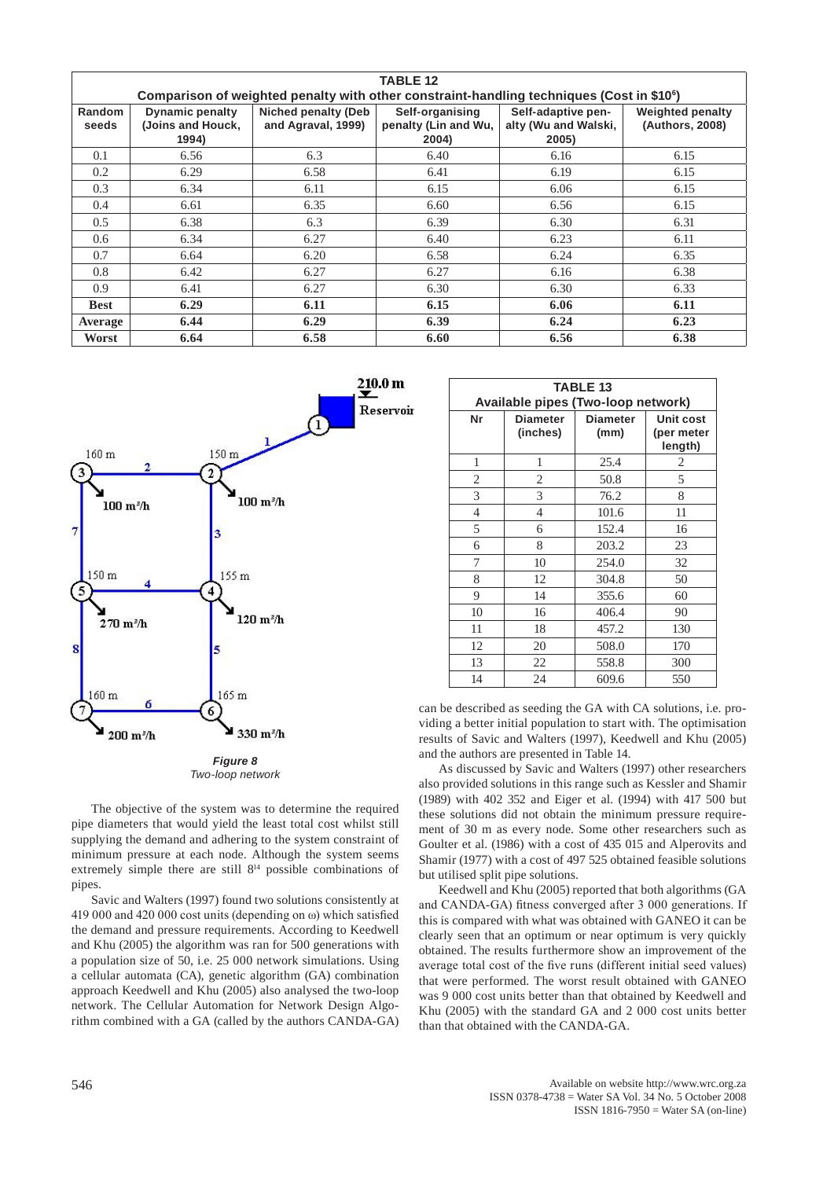**TABLE 12**
**Comparison of weighted penalty with other constraint-handling techniques (Cost in $10^6$)**

| Random seeds | Dynamic penalty (Joins and Houck, 1994) | Niched penalty (Deb and Agraval, 1999) | Self-organising penalty (Lin and Wu, 2004) | Self-adaptive penalty (Wu and Walski, 2005) | Weighted penalty (Authors, 2008) |
|---|---|---|---|---|---|
| 0.1 | 6.56 | 6.3 | 6.40 | 6.16 | 6.15 |
| 0.2 | 6.29 | 6.58 | 6.41 | 6.19 | 6.15 |
| 0.3 | 6.34 | 6.11 | 6.15 | 6.06 | 6.15 |
| 0.4 | 6.61 | 6.35 | 6.60 | 6.56 | 6.15 |
| 0.5 | 6.38 | 6.3 | 6.39 | 6.30 | 6.31 |
| 0.6 | 6.34 | 6.27 | 6.40 | 6.23 | 6.11 |
| 0.7 | 6.64 | 6.20 | 6.58 | 6.24 | 6.35 |
| 0.8 | 6.42 | 6.27 | 6.27 | 6.16 | 6.38 |
| 0.9 | 6.41 | 6.27 | 6.30 | 6.30 | 6.33 |
| **Best** | **6.29** | **6.11** | **6.15** | **6.06** | **6.11** |
| **Average** | **6.44** | **6.29** | **6.39** | **6.24** | **6.23** |
| **Worst** | **6.64** | **6.58** | **6.60** | **6.56** | **6.38** |

*Figure 8*
*Two-loop network*

The objective of the system was to determine the required pipe diameters that would yield the least total cost whilst still supplying the demand and adhering to the system constraint of minimum pressure at each node. Although the system seems extremely simple there are still $8^{14}$ possible combinations of pipes.

Savic and Walters (1997) found two solutions consistently at 419 000 and 420 000 cost units (depending on ω) which satisfied the demand and pressure requirements. According to Keedwell and Khu (2005) the algorithm was ran for 500 generations with a population size of 50, i.e. 25 000 network simulations. Using a cellular automata (CA), genetic algorithm (GA) combination approach Keedwell and Khu (2005) also analysed the two-loop network. The Cellular Automation for Network Design Algorithm combined with a GA (called by the authors CANDA-GA) can be described as seeding the GA with CA solutions, i.e. providing a better initial population to start with. The optimisation results of Savic and Walters (1997), Keedwell and Khu (2005) and the authors are presented in Table 14.

**TABLE 13**
**Available pipes (Two-loop network)**

| Nr | Diameter (inches) | Diameter (mm) | Unit cost (per meter length) |
|---|---|---|---|
| 1 | 1 | 25.4 | 2 |
| 2 | 2 | 50.8 | 5 |
| 3 | 3 | 76.2 | 8 |
| 4 | 4 | 101.6 | 11 |
| 5 | 6 | 152.4 | 16 |
| 6 | 8 | 203.2 | 23 |
| 7 | 10 | 254.0 | 32 |
| 8 | 12 | 304.8 | 50 |
| 9 | 14 | 355.6 | 60 |
| 10 | 16 | 406.4 | 90 |
| 11 | 18 | 457.2 | 130 |
| 12 | 20 | 508.0 | 170 |
| 13 | 22 | 558.8 | 300 |
| 14 | 24 | 609.6 | 550 |

As discussed by Savic and Walters (1997) other researchers also provided solutions in this range such as Kessler and Shamir (1989) with 402 352 and Eiger et al. (1994) with 417 500 but these solutions did not obtain the minimum pressure requirement of 30 m as every node. Some other researchers such as Goulter et al. (1986) with a cost of 435 015 and Alperovits and Shamir (1977) with a cost of 497 525 obtained feasible solutions but utilised split pipe solutions.

Keedwell and Khu (2005) reported that both algorithms (GA and CANDA-GA) fitness converged after 3 000 generations. If this is compared with what was obtained with GANEO it can be clearly seen that an optimum or near optimum is very quickly obtained. The results furthermore show an improvement of the average total cost of the five runs (different initial seed values) that were performed. The worst result obtained with GANEO was 9 000 cost units better than that obtained by Keedwell and Khu (2005) with the standard GA and 2 000 cost units better than that obtained with the CANDA-GA.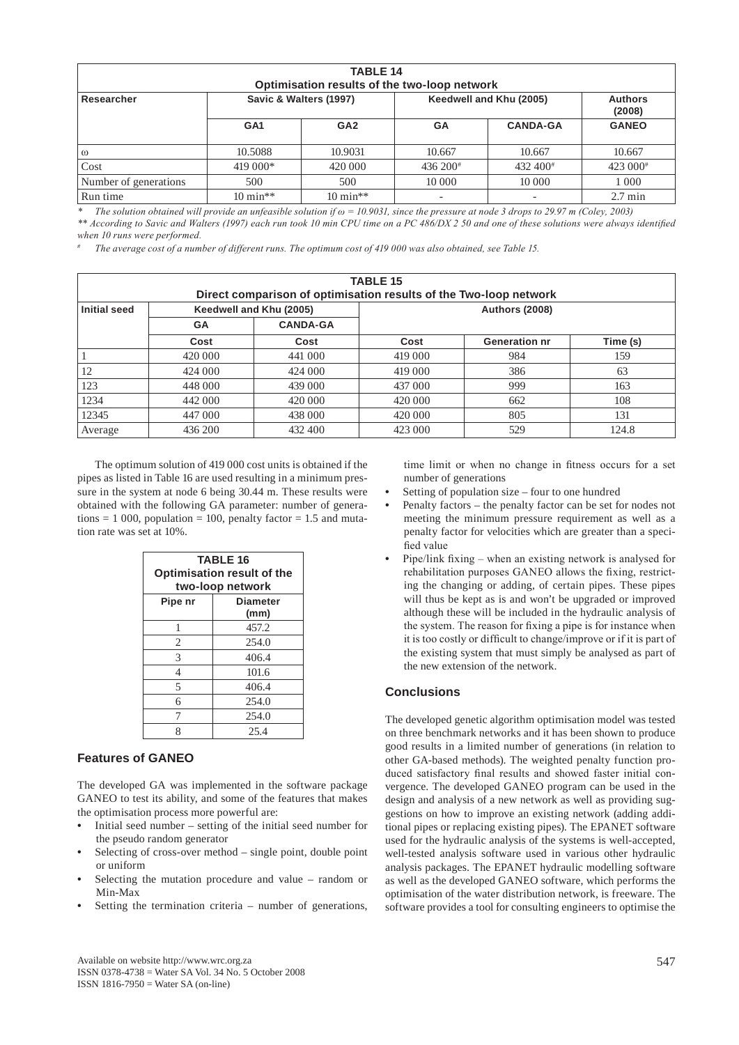| **TABLE 14** Optimisation results of the two-loop network | | | | | |
|---|---|---|---|---|---|
| **Researcher** | **Savic & Walters (1997)** | | **Keedwell and Khu (2005)** | | **Authors (2008)** |
| | **GA1** | **GA2** | **GA** | **CANDA-GA** | **GANEO** |
| ω | 10.5088 | 10.9031 | 10.667 | 10.667 | 10.667 |
| Cost | 419 000* | 420 000 | 436 200# | 432 400# | 423 000# |
| Number of generations | 500 | 500 | 10 000 | 10 000 | 1 000 |
| Run time | 10 min** | 10 min** | - | - | 2.7 min |

\* *The solution obtained will provide an unfeasible solution if ω = 10.9031, since the pressure at node 3 drops to 29.97 m (Coley, 2003)*

\** *According to Savic and Walters (1997) each run took 10 min CPU time on a PC 486/DX 2 50 and one of these solutions were always identified when 10 runs were performed.*

\# *The average cost of a number of different runs. The optimum cost of 419 000 was also obtained, see Table 15.*

| **TABLE 15** Direct comparison of optimisation results of the Two-loop network | | | | | |
|---|---|---|---|---|---|
| **Initial seed** | **Keedwell and Khu (2005)** | | **Authors (2008)** | | |
| | **GA** | **CANDA-GA** | | | |
| | **Cost** | **Cost** | **Cost** | **Generation nr** | **Time (s)** |
| 1 | 420 000 | 441 000 | 419 000 | 984 | 159 |
| 12 | 424 000 | 424 000 | 419 000 | 386 | 63 |
| 123 | 448 000 | 439 000 | 437 000 | 999 | 163 |
| 1234 | 442 000 | 420 000 | 420 000 | 662 | 108 |
| 12345 | 447 000 | 438 000 | 420 000 | 805 | 131 |
| Average | 436 200 | 432 400 | 423 000 | 529 | 124.8 |

The optimum solution of 419 000 cost units is obtained if the pipes as listed in Table 16 are used resulting in a minimum pressure in the system at node 6 being 30.44 m. These results were obtained with the following GA parameter: number of generations = 1 000, population = 100, penalty factor = 1.5 and mutation rate was set at 10%.

| **TABLE 16** Optimisation result of the two-loop network | |
|---|---|
| **Pipe nr** | **Diameter (mm)** |
| 1 | 457.2 |
| 2 | 254.0 |
| 3 | 406.4 |
| 4 | 101.6 |
| 5 | 406.4 |
| 6 | 254.0 |
| 7 | 254.0 |
| 8 | 25.4 |

## Features of GANEO

The developed GA was implemented in the software package GANEO to test its ability, and some of the features that makes the optimisation process more powerful are:

- Initial seed number – setting of the initial seed number for the pseudo random generator
- Selecting of cross-over method – single point, double point or uniform
- Selecting the mutation procedure and value – random or Min-Max
- Setting the termination criteria – number of generations, time limit or when no change in fitness occurs for a set number of generations
- Setting of population size – four to one hundred
- Penalty factors – the penalty factor can be set for nodes not meeting the minimum pressure requirement as well as a penalty factor for velocities which are greater than a specified value
- Pipe/link fixing – when an existing network is analysed for rehabilitation purposes GANEO allows the fixing, restricting the changing or adding, of certain pipes. These pipes will thus be kept as is and won't be upgraded or improved although these will be included in the hydraulic analysis of the system. The reason for fixing a pipe is for instance when it is too costly or difficult to change/improve or if it is part of the existing system that must simply be analysed as part of the new extension of the network.

## Conclusions

The developed genetic algorithm optimisation model was tested on three benchmark networks and it has been shown to produce good results in a limited number of generations (in relation to other GA-based methods). The weighted penalty function produced satisfactory final results and showed faster initial convergence. The developed GANEO program can be used in the design and analysis of a new network as well as providing suggestions on how to improve an existing network (adding additional pipes or replacing existing pipes). The EPANET software used for the hydraulic analysis of the systems is well-accepted, well-tested analysis software used in various other hydraulic analysis packages. The EPANET hydraulic modelling software as well as the developed GANEO software, which performs the optimisation of the water distribution network, is freeware. The software provides a tool for consulting engineers to optimise the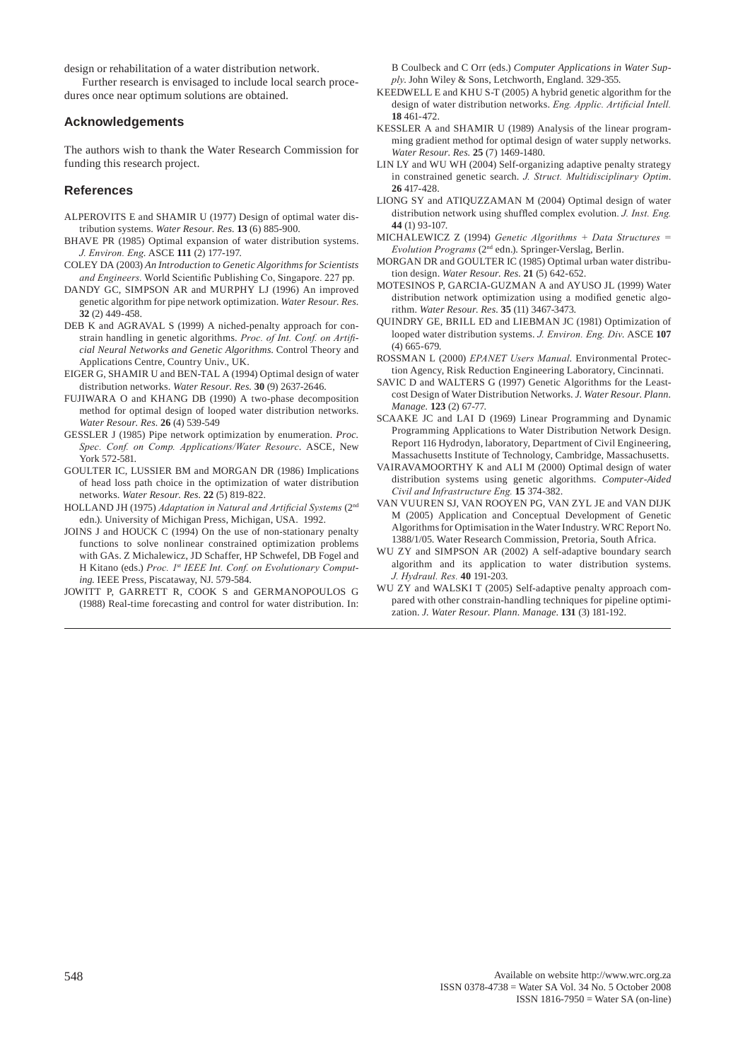design or rehabilitation of a water distribution network.

Further research is envisaged to include local search procedures once near optimum solutions are obtained.

## Acknowledgements

The authors wish to thank the Water Research Commission for funding this research project.

## References

ALPEROVITS E and SHAMIR U (1977) Design of optimal water distribution systems. *Water Resour. Res.* **13** (6) 885-900.

BHAVE PR (1985) Optimal expansion of water distribution systems. *J. Environ. Eng.* ASCE **111** (2) 177-197.

COLEY DA (2003) *An Introduction to Genetic Algorithms for Scientists and Engineers.* World Scientific Publishing Co, Singapore. 227 pp.

DANDY GC, SIMPSON AR and MURPHY LJ (1996) An improved genetic algorithm for pipe network optimization. *Water Resour. Res.* **32** (2) 449-458.

DEB K and AGRAVAL S (1999) A niched-penalty approach for constrain handling in genetic algorithms. *Proc. of Int. Conf. on Artificial Neural Networks and Genetic Algorithms.* Control Theory and Applications Centre, Country Univ., UK.

EIGER G, SHAMIR U and BEN-TAL A (1994) Optimal design of water distribution networks. *Water Resour. Res.* **30** (9) 2637-2646.

FUJIWARA O and KHANG DB (1990) A two-phase decomposition method for optimal design of looped water distribution networks. *Water Resour. Res.* **26** (4) 539-549

GESSLER J (1985) Pipe network optimization by enumeration. *Proc. Spec. Conf. on Comp. Applications/Water Resourc.* ASCE, New York 572-581.

GOULTER IC, LUSSIER BM and MORGAN DR (1986) Implications of head loss path choice in the optimization of water distribution networks. *Water Resour. Res.* **22** (5) 819-822.

HOLLAND JH (1975) *Adaptation in Natural and Artificial Systems* (2nd edn.). University of Michigan Press, Michigan, USA. 1992.

JOINS J and HOUCK C (1994) On the use of non-stationary penalty functions to solve nonlinear constrained optimization problems with GAs. Z Michalewicz, JD Schaffer, HP Schwefel, DB Fogel and H Kitano (eds.) *Proc. 1st IEEE Int. Conf. on Evolutionary Computing.* IEEE Press, Piscataway, NJ. 579-584.

JOWITT P, GARRETT R, COOK S and GERMANOPOULOS G (1988) Real-time forecasting and control for water distribution. In: B Coulbeck and C Orr (eds.) *Computer Applications in Water Supply.* John Wiley & Sons, Letchworth, England. 329-355.

KEEDWELL E and KHU S-T (2005) A hybrid genetic algorithm for the design of water distribution networks. *Eng. Applic. Artificial Intell.* **18** 461-472.

KESSLER A and SHAMIR U (1989) Analysis of the linear programming gradient method for optimal design of water supply networks. *Water Resour. Res.* **25** (7) 1469-1480.

LIN LY and WU WH (2004) Self-organizing adaptive penalty strategy in constrained genetic search. *J. Struct. Multidisciplinary Optim.* **26** 417-428.

LIONG SY and ATIQUZZAMAN M (2004) Optimal design of water distribution network using shuffled complex evolution. *J. Inst. Eng.* **44** (1) 93-107.

MICHALEWICZ Z (1994) *Genetic Algorithms + Data Structures = Evolution Programs* (2nd edn.). Springer-Verslag, Berlin.

MORGAN DR and GOULTER IC (1985) Optimal urban water distribution design. *Water Resour. Res.* **21** (5) 642-652.

MOTESINOS P, GARCIA-GUZMAN A and AYUSO JL (1999) Water distribution network optimization using a modified genetic algorithm. *Water Resour. Res.* **35** (11) 3467-3473.

QUINDRY GE, BRILL ED and LIEBMAN JC (1981) Optimization of looped water distribution systems. *J. Environ. Eng. Div.* ASCE **107** (4) 665-679.

ROSSMAN L (2000) *EPANET Users Manual.* Environmental Protection Agency, Risk Reduction Engineering Laboratory, Cincinnati.

SAVIC D and WALTERS G (1997) Genetic Algorithms for the Least-cost Design of Water Distribution Networks. *J. Water Resour. Plann. Manage.* **123** (2) 67-77.

SCAAKE JC and LAI D (1969) Linear Programming and Dynamic Programming Applications to Water Distribution Network Design. Report 116 Hydrodyn, laboratory, Department of Civil Engineering, Massachusetts Institute of Technology, Cambridge, Massachusetts.

VAIRAVAMOORTHY K and ALI M (2000) Optimal design of water distribution systems using genetic algorithms. *Computer-Aided Civil and Infrastructure Eng.* **15** 374-382.

VAN VUUREN SJ, VAN ROOYEN PG, VAN ZYL JE and VAN DIJK M (2005) Application and Conceptual Development of Genetic Algorithms for Optimisation in the Water Industry. WRC Report No. 1388/1/05. Water Research Commission, Pretoria, South Africa.

WU ZY and SIMPSON AR (2002) A self-adaptive boundary search algorithm and its application to water distribution systems. *J. Hydraul. Res.* **40** 191-203.

WU ZY and WALSKI T (2005) Self-adaptive penalty approach compared with other constrain-handling techniques for pipeline optimization. *J. Water Resour. Plann. Manage.* **131** (3) 181-192.